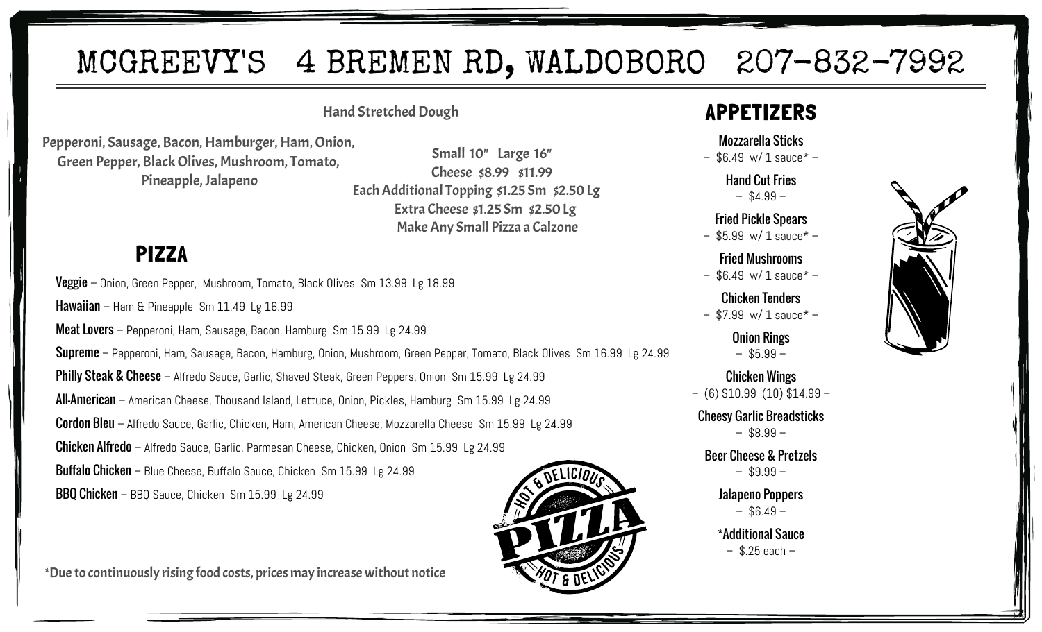# MCGREEVY'S 4 BREMEN RD, WALDOBORO 207-832-7992

**Hand Stretched Dough**

**Pepperoni, Sausage, Bacon, Hamburger, Ham, Onion, Green Pepper, Black Olives, Mushroom, Tomato, Pineapple, Jalapeno**

**Small 10" Large 16"**
**Cheese $8.99 $11.99**
**Each Additional Topping $1.25 Sm $2.50 Lg**
**Extra Cheese $1.25 Sm $2.50 Lg**
**Make Any Small Pizza a Calzone**

## PIZZA

**Veggie** – Onion, Green Pepper, Mushroom, Tomato, Black Olives Sm 13.99 Lg 18.99

**Hawaiian** – Ham & Pineapple Sm 11.49 Lg 16.99

**Meat Lovers** – Pepperoni, Ham, Sausage, Bacon, Hamburg Sm 15.99 Lg 24.99

**Supreme** – Pepperoni, Ham, Sausage, Bacon, Hamburg, Onion, Mushroom, Green Pepper, Tomato, Black Olives Sm 16.99 Lg 24.99

**Philly Steak & Cheese** – Alfredo Sauce, Garlic, Shaved Steak, Green Peppers, Onion Sm 15.99 Lg 24.99

**All-American** – American Cheese, Thousand Island, Lettuce, Onion, Pickles, Hamburg Sm 15.99 Lg 24.99

**Cordon Bleu** – Alfredo Sauce, Garlic, Chicken, Ham, American Cheese, Mozzarella Cheese Sm 15.99 Lg 24.99

**Chicken Alfredo** – Alfredo Sauce, Garlic, Parmesan Cheese, Chicken, Onion Sm 15.99 Lg 24.99

**Buffalo Chicken** – Blue Cheese, Buffalo Sauce, Chicken Sm 15.99 Lg 24.99

**BBQ Chicken** – BBQ Sauce, Chicken Sm 15.99 Lg 24.99

HOT & DELICIOUS PIZZA HOT & DELICIOUS

**\*Due to continuously rising food costs, prices may increase without notice**

## APPETIZERS

**Mozzarella Sticks**
– $6.49 w/ 1 sauce* –

**Hand Cut Fries**
– $4.99 –

**Fried Pickle Spears**
– $5.99 w/ 1 sauce* –

**Fried Mushrooms**
– $6.49 w/ 1 sauce* –

**Chicken Tenders**
– $7.99 w/ 1 sauce* –

**Onion Rings**
– $5.99 –

**Chicken Wings**
– (6) $10.99 (10) $14.99 –

**Cheesy Garlic Breadsticks**
– $8.99 –

**Beer Cheese & Pretzels**
– $9.99 –

**Jalapeno Poppers**
– $6.49 –

**\*Additional Sauce**
– $.25 each –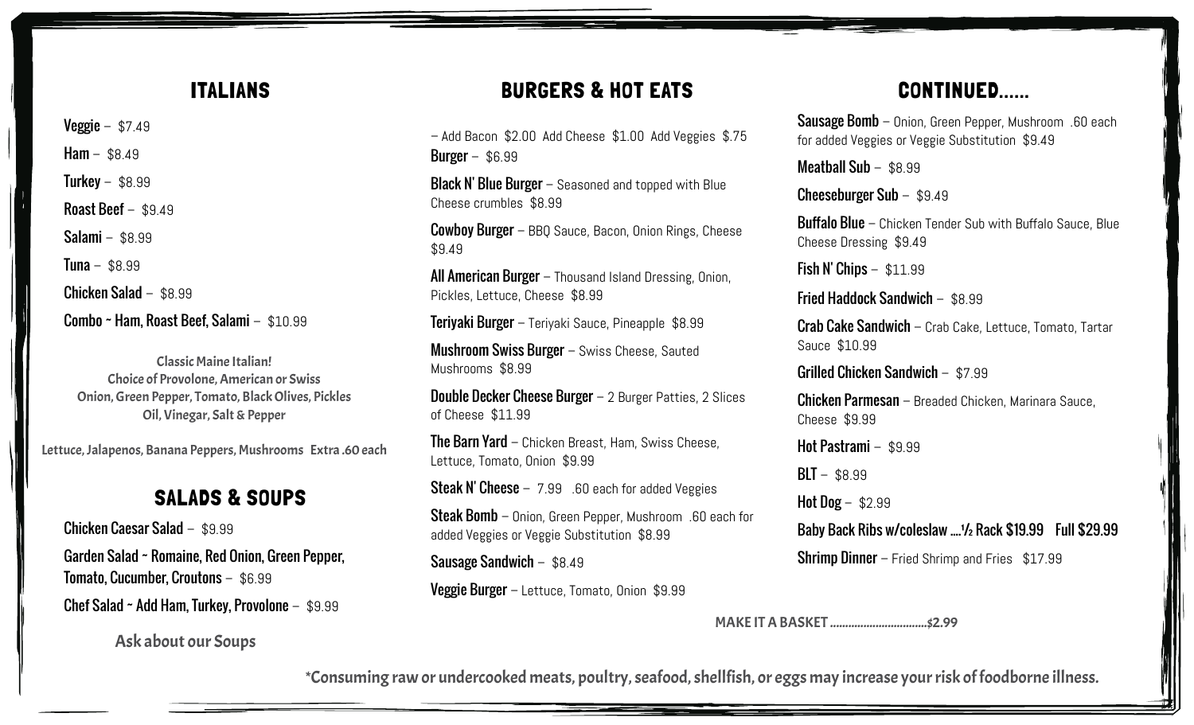## ITALIANS

**Veggie** – $7.49

**Ham** – $8.49

**Turkey** – $8.99

**Roast Beef** – $9.49

**Salami** – $8.99

**Tuna** – $8.99

**Chicken Salad** – $8.99

**Combo ~ Ham, Roast Beef, Salami** – $10.99

**Classic Maine Italian!**
**Choice of Provolone, American or Swiss**
**Onion, Green Pepper, Tomato, Black Olives, Pickles**
**Oil, Vinegar, Salt & Pepper**

**Lettuce, Jalapenos, Banana Peppers, Mushrooms Extra .60 each**

## SALADS & SOUPS

**Chicken Caesar Salad** – $9.99

**Garden Salad ~ Romaine, Red Onion, Green Pepper, Tomato, Cucumber, Croutons** – $6.99

**Chef Salad ~ Add Ham, Turkey, Provolone** – $9.99

**Ask about our Soups**

## BURGERS & HOT EATS

– Add Bacon $2.00 Add Cheese $1.00 Add Veggies $.75

**Burger** – $6.99

**Black N' Blue Burger** – Seasoned and topped with Blue Cheese crumbles $8.99

**Cowboy Burger** – BBQ Sauce, Bacon, Onion Rings, Cheese $9.49

**All American Burger** – Thousand Island Dressing, Onion, Pickles, Lettuce, Cheese $8.99

**Teriyaki Burger** – Teriyaki Sauce, Pineapple $8.99

**Mushroom Swiss Burger** – Swiss Cheese, Sauted Mushrooms $8.99

**Double Decker Cheese Burger** – 2 Burger Patties, 2 Slices of Cheese $11.99

**The Barn Yard** – Chicken Breast, Ham, Swiss Cheese, Lettuce, Tomato, Onion $9.99

**Steak N' Cheese** – 7.99 .60 each for added Veggies

**Steak Bomb** – Onion, Green Pepper, Mushroom .60 each for added Veggies or Veggie Substitution $8.99

**Sausage Sandwich** – $8.49

**Veggie Burger** – Lettuce, Tomato, Onion $9.99

## CONTINUED......

**Sausage Bomb** – Onion, Green Pepper, Mushroom .60 each for added Veggies or Veggie Substitution $9.49

**Meatball Sub** – $8.99

**Cheeseburger Sub** – $9.49

**Buffalo Blue** – Chicken Tender Sub with Buffalo Sauce, Blue Cheese Dressing $9.49

**Fish N' Chips** – $11.99

**Fried Haddock Sandwich** – $8.99

**Crab Cake Sandwich** – Crab Cake, Lettuce, Tomato, Tartar Sauce $10.99

**Grilled Chicken Sandwich** – $7.99

**Chicken Parmesan** – Breaded Chicken, Marinara Sauce, Cheese $9.99

**Hot Pastrami** – $9.99

**BLT** – $8.99

**Hot Dog** – $2.99

**Baby Back Ribs w/coleslaw ….½ Rack $19.99 Full $29.99**

**Shrimp Dinner** – Fried Shrimp and Fries $17.99

**MAKE IT A BASKET…………………………$2.99**

**\*Consuming raw or undercooked meats, poultry, seafood, shellfish, or eggs may increase your risk of foodborne illness.**